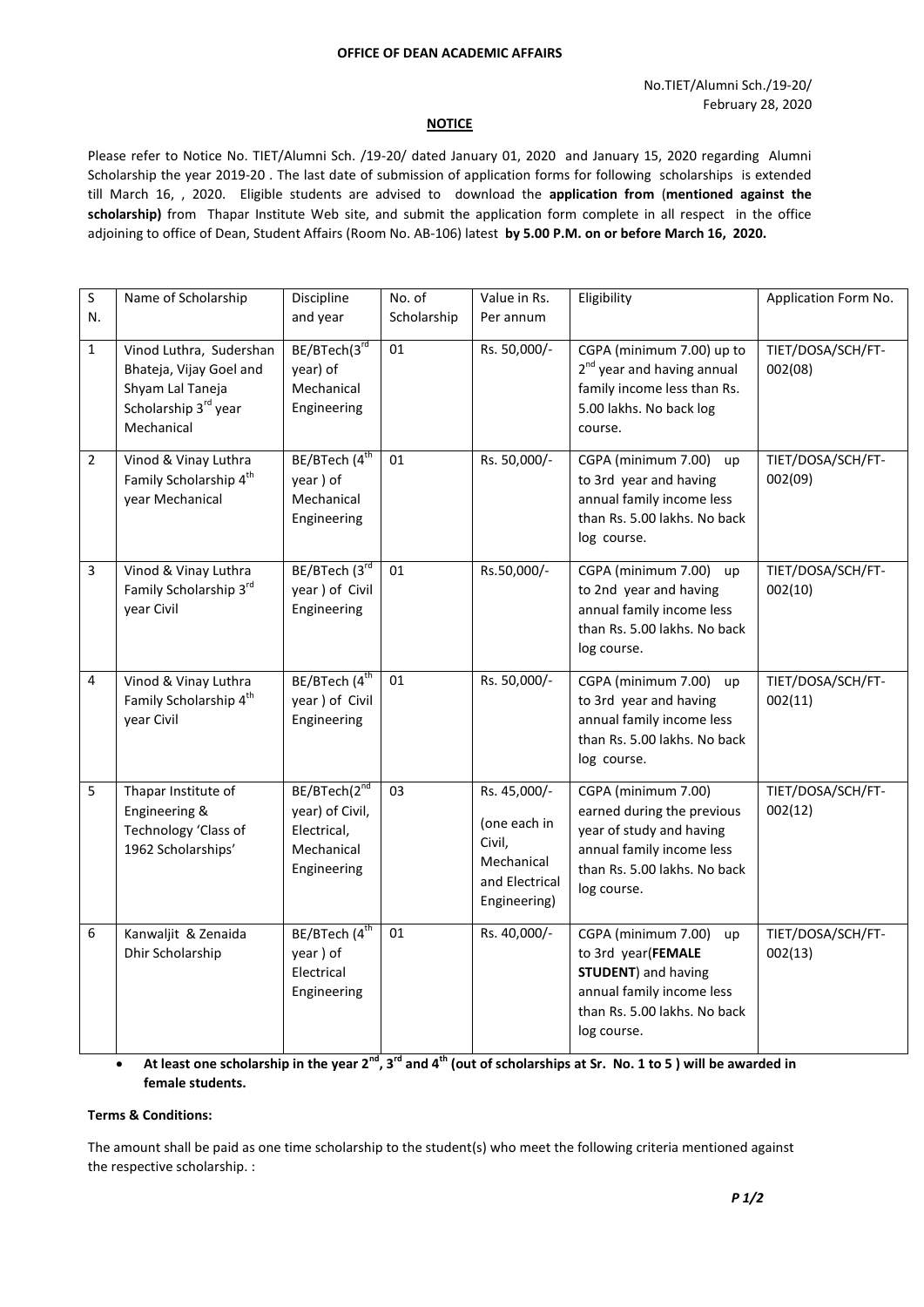**OFFICE OF DEAN ACADEMIC AFFAIRS**

No.TIET/Alumni Sch./19-20/
February 28, 2020

**NOTICE**

Please refer to Notice No. TIET/Alumni Sch. /19-20/ dated January 01, 2020 and January 15, 2020 regarding Alumni Scholarship the year 2019-20 . The last date of submission of application forms for following scholarships is extended till March 16, , 2020. Eligible students are advised to download the **application from** (**mentioned against the scholarship)** from Thapar Institute Web site, and submit the application form complete in all respect in the office adjoining to office of Dean, Student Affairs (Room No. AB-106) latest **by 5.00 P.M. on or before March 16, 2020.**

| S N. | Name of Scholarship | Discipline and year | No. of Scholarship | Value in Rs. Per annum | Eligibility | Application Form No. |
|---|---|---|---|---|---|---|
| 1 | Vinod Luthra, Sudershan Bhateja, Vijay Goel and Shyam Lal Taneja Scholarship 3rd year Mechanical | BE/BTech(3rd year) of Mechanical Engineering | 01 | Rs. 50,000/- | CGPA (minimum 7.00) up to 2nd year and having annual family income less than Rs. 5.00 lakhs. No back log course. | TIET/DOSA/SCH/FT-002(08) |
| 2 | Vinod & Vinay Luthra Family Scholarship 4th year Mechanical | BE/BTech (4th year ) of Mechanical Engineering | 01 | Rs. 50,000/- | CGPA (minimum 7.00) up to 3rd year and having annual family income less than Rs. 5.00 lakhs. No back log course. | TIET/DOSA/SCH/FT-002(09) |
| 3 | Vinod & Vinay Luthra Family Scholarship 3rd year Civil | BE/BTech (3rd year ) of Civil Engineering | 01 | Rs.50,000/- | CGPA (minimum 7.00) up to 2nd year and having annual family income less than Rs. 5.00 lakhs. No back log course. | TIET/DOSA/SCH/FT-002(10) |
| 4 | Vinod & Vinay Luthra Family Scholarship 4th year Civil | BE/BTech (4th year ) of Civil Engineering | 01 | Rs. 50,000/- | CGPA (minimum 7.00) up to 3rd year and having annual family income less than Rs. 5.00 lakhs. No back log course. | TIET/DOSA/SCH/FT-002(11) |
| 5 | Thapar Institute of Engineering & Technology 'Class of 1962 Scholarships' | BE/BTech(2nd year) of Civil, Electrical, Mechanical Engineering | 03 | Rs. 45,000/- (one each in Civil, Mechanical and Electrical Engineering) | CGPA (minimum 7.00) earned during the previous year of study and having annual family income less than Rs. 5.00 lakhs. No back log course. | TIET/DOSA/SCH/FT-002(12) |
| 6 | Kanwaljit & Zenaida Dhir Scholarship | BE/BTech (4th year ) of Electrical Engineering | 01 | Rs. 40,000/- | CGPA (minimum 7.00) up to 3rd year(**FEMALE STUDENT**) and having annual family income less than Rs. 5.00 lakhs. No back log course. | TIET/DOSA/SCH/FT-002(13) |

- **At least one scholarship in the year 2nd, 3rd and 4th (out of scholarships at Sr. No. 1 to 5 ) will be awarded in female students.**

**Terms & Conditions:**

The amount shall be paid as one time scholarship to the student(s) who meet the following criteria mentioned against the respective scholarship. :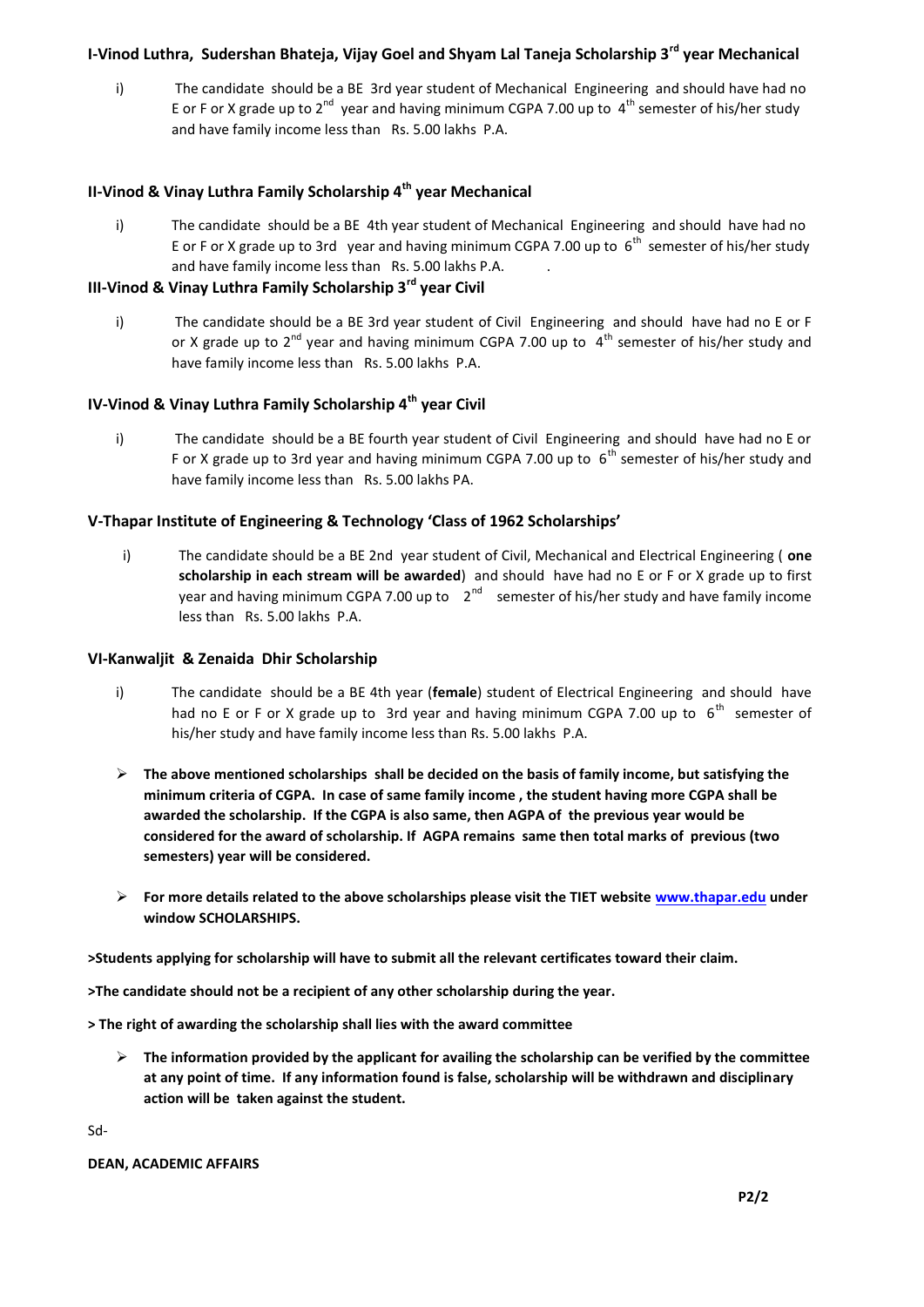### I-Vinod Luthra, Sudershan Bhateja, Vijay Goel and Shyam Lal Taneja Scholarship 3rd year Mechanical

i) The candidate should be a BE 3rd year student of Mechanical Engineering and should have had no E or F or X grade up to 2nd year and having minimum CGPA 7.00 up to 4th semester of his/her study and have family income less than Rs. 5.00 lakhs P.A.

### II-Vinod & Vinay Luthra Family Scholarship 4th year Mechanical

i) The candidate should be a BE 4th year student of Mechanical Engineering and should have had no E or F or X grade up to 3rd year and having minimum CGPA 7.00 up to 6th semester of his/her study and have family income less than Rs. 5.00 lakhs P.A.

### III-Vinod & Vinay Luthra Family Scholarship 3rd year Civil

i) The candidate should be a BE 3rd year student of Civil Engineering and should have had no E or F or X grade up to 2nd year and having minimum CGPA 7.00 up to 4th semester of his/her study and have family income less than Rs. 5.00 lakhs P.A.

### IV-Vinod & Vinay Luthra Family Scholarship 4th year Civil

i) The candidate should be a BE fourth year student of Civil Engineering and should have had no E or F or X grade up to 3rd year and having minimum CGPA 7.00 up to 6th semester of his/her study and have family income less than Rs. 5.00 lakhs PA.

### V-Thapar Institute of Engineering & Technology 'Class of 1962 Scholarships'

i) The candidate should be a BE 2nd year student of Civil, Mechanical and Electrical Engineering ( **one scholarship in each stream will be awarded**) and should have had no E or F or X grade up to first year and having minimum CGPA 7.00 up to 2nd semester of his/her study and have family income less than Rs. 5.00 lakhs P.A.

### VI-Kanwaljit & Zenaida Dhir Scholarship

i) The candidate should be a BE 4th year (**female**) student of Electrical Engineering and should have had no E or F or X grade up to 3rd year and having minimum CGPA 7.00 up to 6th semester of his/her study and have family income less than Rs. 5.00 lakhs P.A.

- **The above mentioned scholarships shall be decided on the basis of family income, but satisfying the minimum criteria of CGPA. In case of same family income , the student having more CGPA shall be awarded the scholarship. If the CGPA is also same, then AGPA of the previous year would be considered for the award of scholarship. If AGPA remains same then total marks of previous (two semesters) year will be considered.**

- **For more details related to the above scholarships please visit the TIET website www.thapar.edu under window SCHOLARSHIPS.**

**>Students applying for scholarship will have to submit all the relevant certificates toward their claim.**

**>The candidate should not be a recipient of any other scholarship during the year.**

**> The right of awarding the scholarship shall lies with the award committee**

- **The information provided by the applicant for availing the scholarship can be verified by the committee at any point of time. If any information found is false, scholarship will be withdrawn and disciplinary action will be taken against the student.**

Sd-

**DEAN, ACADEMIC AFFAIRS**